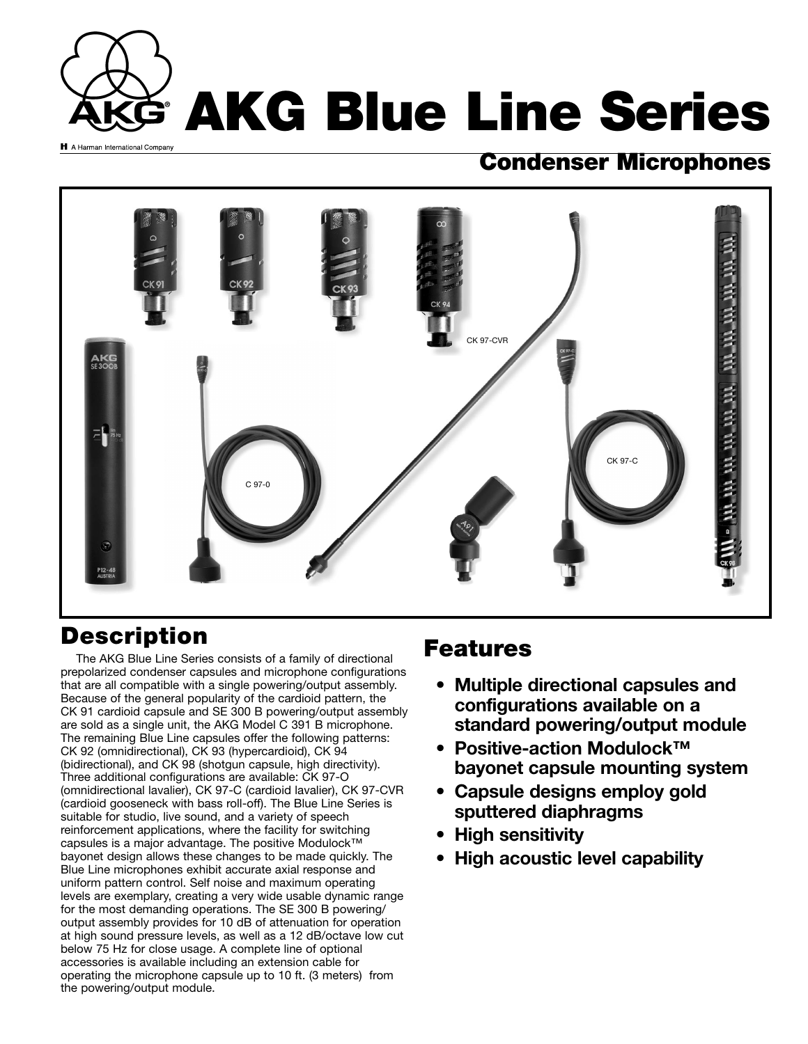# AKG Blue Line Series

A Harman International Company

## Condenser Microphones

CK 91 CK 92 CK 93 CK 94 CK 97-CVR SE 300 B C 97-0 A91 CK 97-C CK 98

## Description

The AKG Blue Line Series consists of a family of directional prepolarized condenser capsules and microphone configurations that are all compatible with a single powering/output assembly. Because of the general popularity of the cardioid pattern, the CK 91 cardioid capsule and SE 300 B powering/output assembly are sold as a single unit, the AKG Model C 391 B microphone. The remaining Blue Line capsules offer the following patterns: CK 92 (omnidirectional), CK 93 (hypercardioid), CK 94 (bidirectional), and CK 98 (shotgun capsule, high directivity). Three additional configurations are available: CK 97-O (omnidirectional lavalier), CK 97-C (cardioid lavalier), CK 97-CVR (cardioid gooseneck with bass roll-off). The Blue Line Series is suitable for studio, live sound, and a variety of speech reinforcement applications, where the facility for switching capsules is a major advantage. The positive Modulock™ bayonet design allows these changes to be made quickly. The Blue Line microphones exhibit accurate axial response and uniform pattern control. Self noise and maximum operating levels are exemplary, creating a very wide usable dynamic range for the most demanding operations. The SE 300 B powering/output assembly provides for 10 dB of attenuation for operation at high sound pressure levels, as well as a 12 dB/octave low cut below 75 Hz for close usage. A complete line of optional accessories is available including an extension cable for operating the microphone capsule up to 10 ft. (3 meters) from the powering/output module.

## Features

- **Multiple directional capsules and configurations available on a standard powering/output module**
- **Positive-action Modulock™ bayonet capsule mounting system**
- **Capsule designs employ gold sputtered diaphragms**
- **High sensitivity**
- **High acoustic level capability**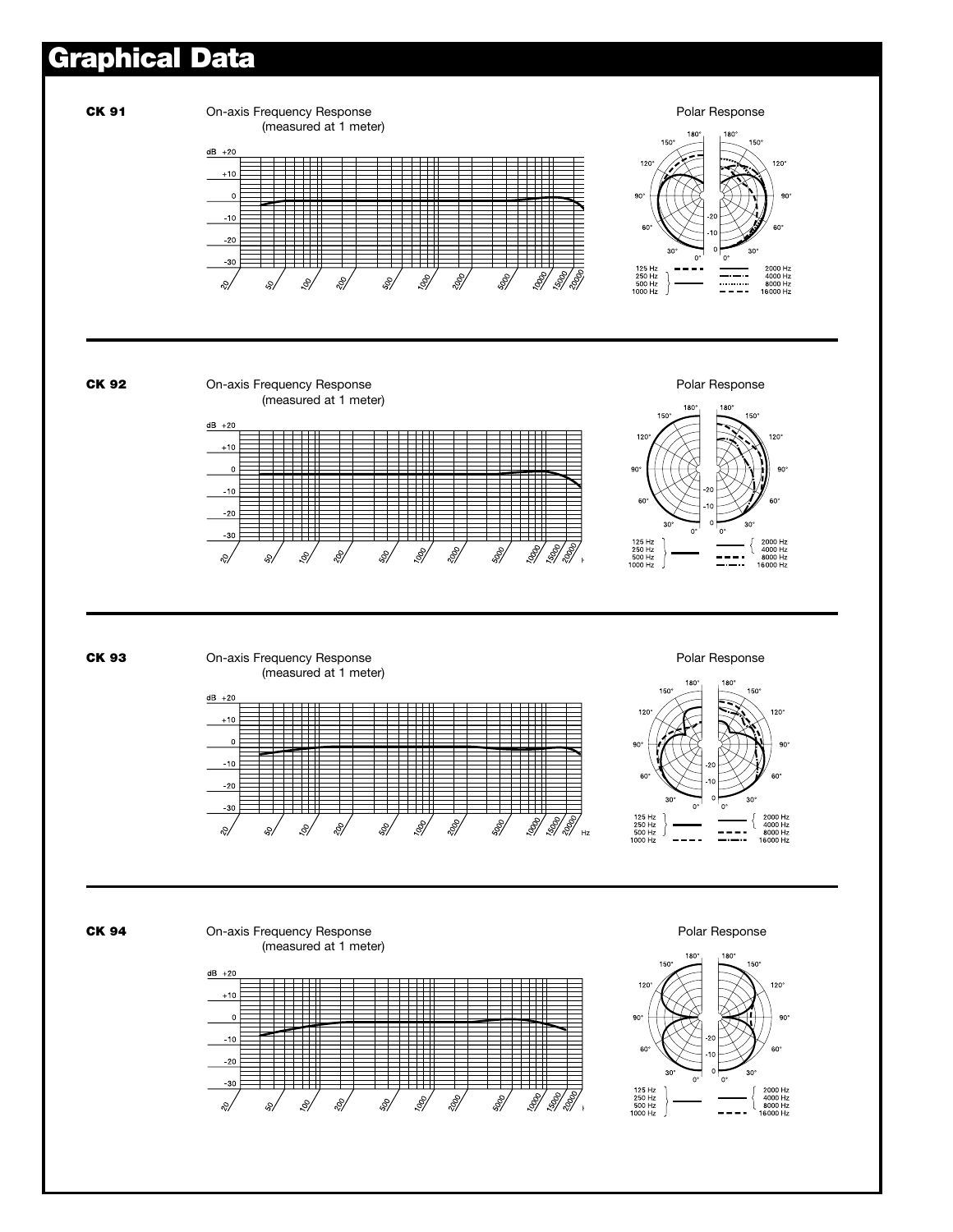# Graphical Data

**CK 91**

On-axis Frequency Response
(measured at 1 meter)

Polar Response

**CK 92**

On-axis Frequency Response
(measured at 1 meter)

Polar Response

**CK 93**

On-axis Frequency Response
(measured at 1 meter)

Polar Response

**CK 94**

On-axis Frequency Response
(measured at 1 meter)

Polar Response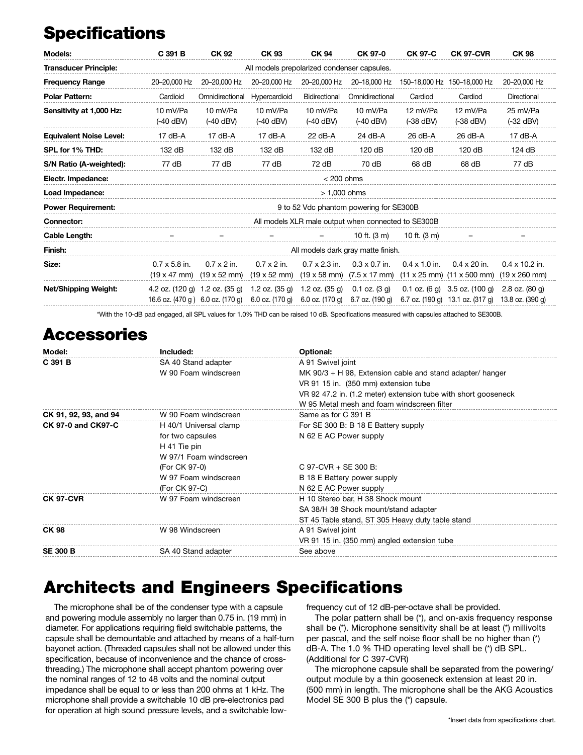# Specifications

| Models: | C 391 B | CK 92 | CK 93 | CK 94 | CK 97-0 | CK 97-C | CK 97-CVR | CK 98 |
|---|---|---|---|---|---|---|---|---|
| Transducer Principle: | All models prepolarized condenser capsules. | | | | | | | |
| Frequency Range | 20–20,000 Hz | 20–20,000 Hz | 20–20,000 Hz | 20–20,000 Hz | 20–18,000 Hz | 150–18,000 Hz | 150–18,000 Hz | 20–20,000 Hz |
| Polar Pattern: | Cardioid | Omnidirectional | Hypercardioid | Bidirectional | Omnidirectional | Cardiod | Cardiod | Directional |
| Sensitivity at 1,000 Hz: | 10 mV/Pa (-40 dBV) | 10 mV/Pa (-40 dBV) | 10 mV/Pa (-40 dBV) | 10 mV/Pa (-40 dBV) | 10 mV/Pa (-40 dBV) | 12 mV/Pa (-38 dBV) | 12 mV/Pa (-38 dBV) | 25 mV/Pa (-32 dBV) |
| Equivalent Noise Level: | 17 dB-A | 17 dB-A | 17 dB-A | 22 dB-A | 24 dB-A | 26 dB-A | 26 dB-A | 17 dB-A |
| SPL for 1% THD: | 132 dB | 132 dB | 132 dB | 132 dB | 120 dB | 120 dB | 120 dB | 124 dB |
| S/N Ratio (A-weighted): | 77 dB | 77 dB | 77 dB | 72 dB | 70 dB | 68 dB | 68 dB | 77 dB |
| Electr. Impedance: | < 200 ohms | | | | | | | |
| Load Impedance: | > 1,000 ohms | | | | | | | |
| Power Requirement: | 9 to 52 Vdc phantom powering for SE300B | | | | | | | |
| Connector: | All models XLR male output when connected to SE300B | | | | | | | |
| Cable Length: | – | – | – | – | 10 ft. (3 m) | 10 ft. (3 m) | – | – |
| Finish: | All models dark gray matte finish. | | | | | | | |
| Size: | 0.7 x 5.8 in. (19 x 47 mm) | 0.7 x 2 in. (19 x 52 mm) | 0.7 x 2 in. (19 x 52 mm) | 0.7 x 2.3 in. (19 x 58 mm) | 0.3 x 0.7 in. (7.5 x 17 mm) | 0.4 x 1.0 in. (11 x 25 mm) | 0.4 x 20 in. (11 x 500 mm) | 0.4 x 10.2 in. (19 x 260 mm) |
| Net/Shipping Weight: | 4.2 oz. (120 g) 16.6 oz. (470 g ) | 1.2 oz. (35 g) 6.0 oz. (170 g) | 1.2 oz. (35 g) 6.0 oz. (170 g) | 1.2 oz. (35 g) 6.0 oz. (170 g) | 0.1 oz. (3 g) 6.7 oz. (190 g) | 0.1 oz. (6 g) 6.7 oz. (190 g) | 3.5 oz. (100 g) 13.1 oz. (317 g) | 2.8 oz. (80 g) 13.8 oz. (390 g) |

*With the 10-dB pad engaged, all SPL values for 1.0% THD can be raised 10 dB. Specifications measured with capsules attached to SE300B.

# Accessories

| Model: | Included: | Optional: |
|---|---|---|
| C 391 B | SA 40 Stand adapter<br>W 90 Foam windscreen | A 91 Swivel joint<br>MK 90/3 + H 98, Extension cable and stand adapter/ hanger<br>VR 91 15 in. (350 mm) extension tube<br>VR 92 47.2 in. (1.2 meter) extension tube with short gooseneck<br>W 95 Metal mesh and foam windscreen filter |
| CK 91, 92, 93, and 94 | W 90 Foam windscreen | Same as for C 391 B |
| CK 97-0 and CK97-C | H 40/1 Universal clamp<br>for two capsules<br>H 41 Tie pin<br>W 97/1 Foam windscreen<br>(For CK 97-0)<br>W 97 Foam windscreen<br>(For CK 97-C) | For SE 300 B: B 18 E Battery supply<br>N 62 E AC Power supply<br><br><br>C 97-CVR + SE 300 B:<br>B 18 E Battery power supply<br>N 62 E AC Power supply |
| CK 97-CVR | W 97 Foam windscreen | H 10 Stereo bar, H 38 Shock mount<br>SA 38/H 38 Shock mount/stand adapter<br>ST 45 Table stand, ST 305 Heavy duty table stand |
| CK 98 | W 98 Windscreen | A 91 Swivel joint<br>VR 91 15 in. (350 mm) angled extension tube |
| SE 300 B | SA 40 Stand adapter | See above |

# Architects and Engineers Specifications

The microphone shall be of the condenser type with a capsule and powering module assembly no larger than 0.75 in. (19 mm) in diameter. For applications requiring field switchable patterns, the capsule shall be demountable and attached by means of a half-turn bayonet action. (Threaded capsules shall not be allowed under this specification, because of inconvenience and the chance of cross-threading.) The microphone shall accept phantom powering over the nominal ranges of 12 to 48 volts and the nominal output impedance shall be equal to or less than 200 ohms at 1 kHz. The microphone shall provide a switchable 10 dB pre-electronics pad for operation at high sound pressure levels, and a switchable low-frequency cut of 12 dB-per-octave shall be provided.

The polar pattern shall be (*), and on-axis frequency response shall be (*). Microphone sensitivity shall be at least (*) millivolts per pascal, and the self noise floor shall be no higher than (*) dB-A. The 1.0 % THD operating level shall be (*) dB SPL. (Additional for C 397-CVR)

The microphone capsule shall be separated from the powering/ output module by a thin gooseneck extension at least 20 in. (500 mm) in length. The microphone shall be the AKG Acoustics Model SE 300 B plus the (*) capsule.

*Insert data from specifications chart.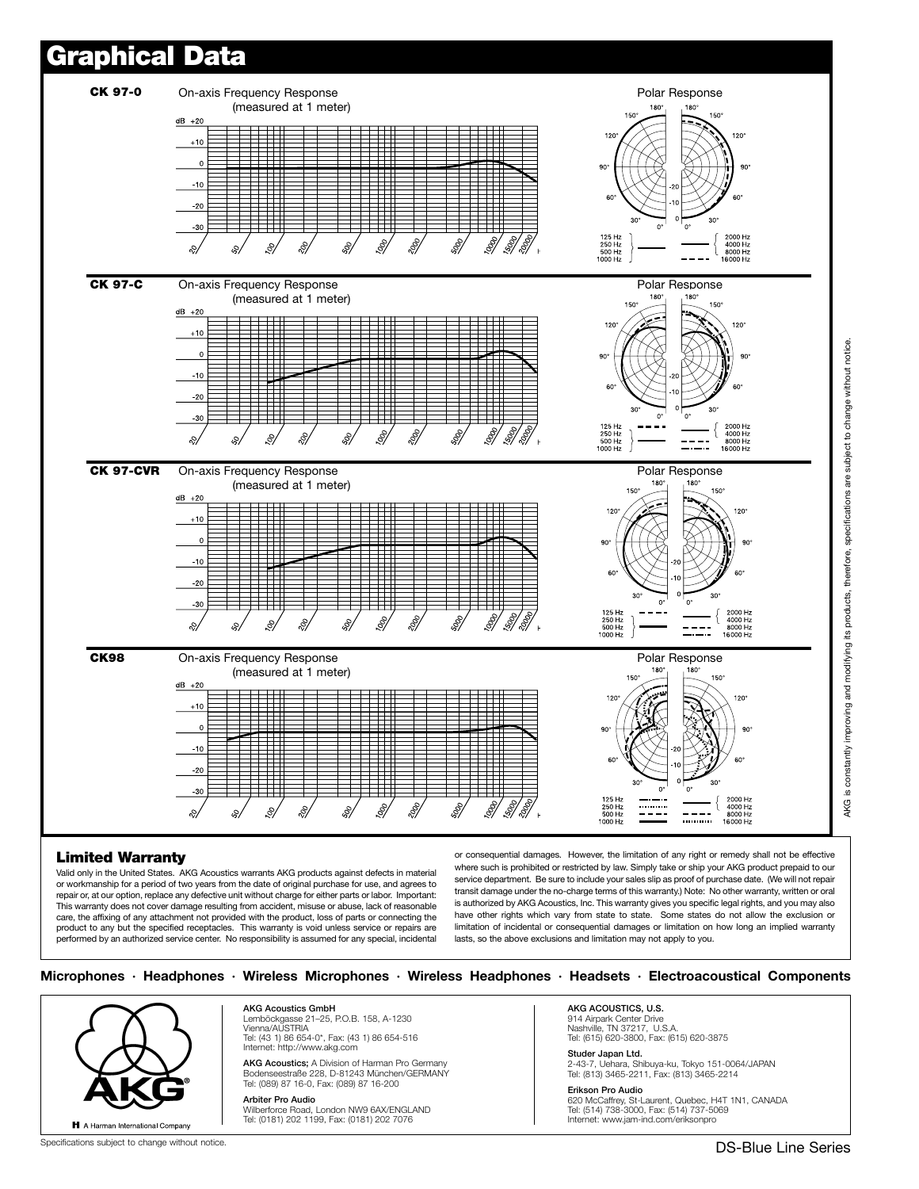# Graphical Data

**CK 97-0**

On-axis Frequency Response
(measured at 1 meter)

dB +20
+10
0
-10
-20
-30

20 50 100 200 500 1000 2000 5000 10000 15000 20000

Polar Response

180° 180°
150° 150°
120° 120°
90° 90°
60° 60°
30° 30°
0° 0°
-20
-10
0

125 Hz
250 Hz
500 Hz
1000 Hz

2000 Hz
4000 Hz
8000 Hz
16000 Hz

**CK 97-C**

On-axis Frequency Response
(measured at 1 meter)

dB +20
+10
0
-10
-20
-30

20 50 100 200 500 1000 2000 5000 10000 15000 20000

Polar Response

180° 180°
150° 150°
120° 120°
90° 90°
60° 60°
30° 30°
0° 0°
-20
-10
0

125 Hz
250 Hz
500 Hz
1000 Hz

2000 Hz
4000 Hz
8000 Hz
16000 Hz

**CK 97-CVR**

On-axis Frequency Response
(measured at 1 meter)

dB +20
+10
0
-10
-20
-30

20 50 100 200 500 1000 2000 5000 10000 15000 20000

Polar Response

180° 180°
150° 150°
120° 120°
90° 90°
60° 60°
30° 30°
0° 0°
-20
-10
0

125 Hz
250 Hz
500 Hz
1000 Hz

2000 Hz
4000 Hz
8000 Hz
16000 Hz

**CK98**

On-axis Frequency Response
(measured at 1 meter)

dB +20
+10
0
-10
-20
-30

20 50 100 200 500 1000 2000 5000 10000 15000 20000

Polar Response

180° 180°
150° 150°
120° 120°
90° 90°
60° 60°
30° 30°
0° 0°
-20
-10
0

125 Hz
250 Hz
500 Hz
1000 Hz

2000 Hz
4000 Hz
8000 Hz
16000 Hz

AKG is constantly improving and modifying its products, therefore, specifications are subject to change without notice.

## Limited Warranty

Valid only in the United States. AKG Acoustics warrants AKG products against defects in material or workmanship for a period of two years from the date of original purchase for use, and agrees to repair or, at our option, replace any defective unit without charge for either parts or labor. Important: This warranty does not cover damage resulting from accident, misuse or abuse, lack of reasonable care, the affixing of any attachment not provided with the product, loss of parts or connecting the product to any but the specified receptacles. This warranty is void unless service or repairs are performed by an authorized service center. No responsibility is assumed for any special, incidental or consequential damages. However, the limitation of any right or remedy shall not be effective where such is prohibited or restricted by law. Simply take or ship your AKG product prepaid to our service department. Be sure to include your sales slip as proof of purchase date. (We will not repair transit damage under the no-charge terms of this warranty.) Note: No other warranty, written or oral is authorized by AKG Acoustics, Inc. This warranty gives you specific legal rights, and you may also have other rights which vary from state to state. Some states do not allow the exclusion or limitation of incidental or consequential damages or limitation on how long an implied warranty lasts, so the above exclusions and limitation may not apply to you.

**Microphones · Headphones · Wireless Microphones · Wireless Headphones · Headsets · Electroacoustical Components**

AKG®
A Harman International Company

**AKG Acoustics GmbH**
Lemböckgasse 21–25, P.O.B. 158, A-1230
Vienna/AUSTRIA
Tel: (43 1) 86 654-0*, Fax: (43 1) 86 654-516
Internet: http://www.akg.com

**AKG Acoustics;** A Division of Harman Pro Germany
Bodenseestraße 228, D-81243 München/GERMANY
Tel: (089) 87 16-0, Fax: (089) 87 16-200

**Arbiter Pro Audio**
Wilberforce Road, London NW9 6AX/ENGLAND
Tel: (0181) 202 1199, Fax: (0181) 202 7076

**AKG ACOUSTICS, U.S.**
914 Airpark Center Drive
Nashville, TN 37217, U.S.A.
Tel: (615) 620-3800, Fax: (615) 620-3875

**Studer Japan Ltd.**
2-43-7, Uehara, Shibuya-ku, Tokyo 151-0064/JAPAN
Tel: (813) 3465-2211, Fax: (813) 3465-2214

**Erikson Pro Audio**
620 McCaffrey, St-Laurent, Quebec, H4T 1N1, CANADA
Tel: (514) 738-3000, Fax: (514) 737-5069
Internet: www.jam-ind.com/eriksonpro

Specifications subject to change without notice.

DS-Blue Line Series